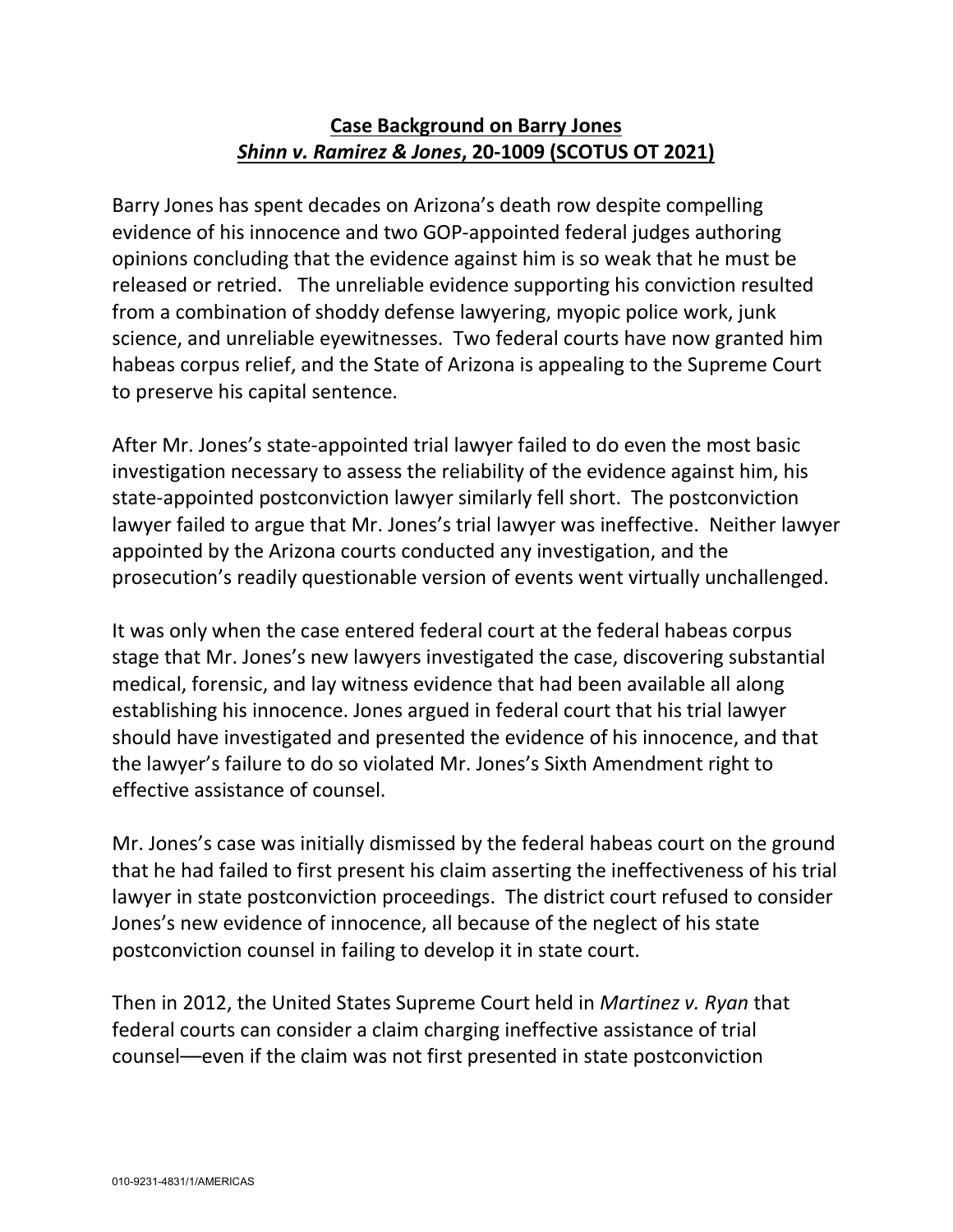**Case Background on Barry Jones**
***Shinn v. Ramirez & Jones*, 20-1009 (SCOTUS OT 2021)**

Barry Jones has spent decades on Arizona's death row despite compelling evidence of his innocence and two GOP-appointed federal judges authoring opinions concluding that the evidence against him is so weak that he must be released or retried. The unreliable evidence supporting his conviction resulted from a combination of shoddy defense lawyering, myopic police work, junk science, and unreliable eyewitnesses. Two federal courts have now granted him habeas corpus relief, and the State of Arizona is appealing to the Supreme Court to preserve his capital sentence.

After Mr. Jones's state-appointed trial lawyer failed to do even the most basic investigation necessary to assess the reliability of the evidence against him, his state-appointed postconviction lawyer similarly fell short. The postconviction lawyer failed to argue that Mr. Jones's trial lawyer was ineffective. Neither lawyer appointed by the Arizona courts conducted any investigation, and the prosecution's readily questionable version of events went virtually unchallenged.

It was only when the case entered federal court at the federal habeas corpus stage that Mr. Jones's new lawyers investigated the case, discovering substantial medical, forensic, and lay witness evidence that had been available all along establishing his innocence. Jones argued in federal court that his trial lawyer should have investigated and presented the evidence of his innocence, and that the lawyer's failure to do so violated Mr. Jones's Sixth Amendment right to effective assistance of counsel.

Mr. Jones's case was initially dismissed by the federal habeas court on the ground that he had failed to first present his claim asserting the ineffectiveness of his trial lawyer in state postconviction proceedings. The district court refused to consider Jones's new evidence of innocence, all because of the neglect of his state postconviction counsel in failing to develop it in state court.

Then in 2012, the United States Supreme Court held in *Martinez v. Ryan* that federal courts can consider a claim charging ineffective assistance of trial counsel—even if the claim was not first presented in state postconviction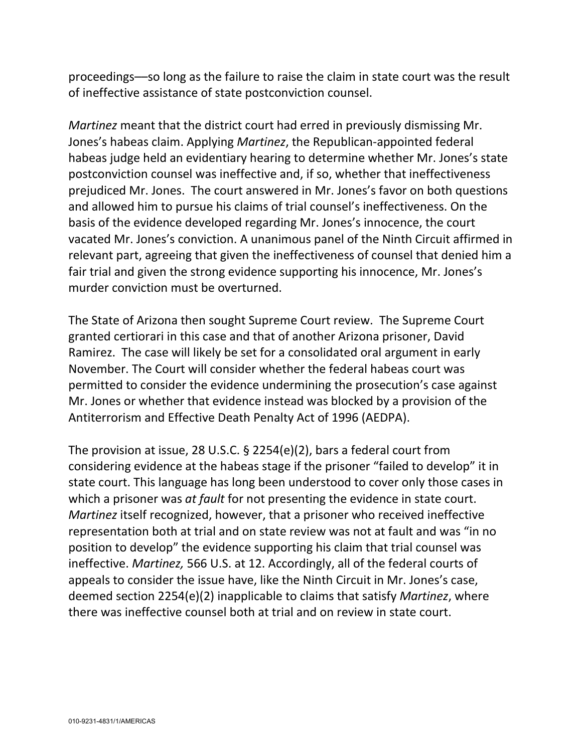proceedings—so long as the failure to raise the claim in state court was the result of ineffective assistance of state postconviction counsel.

*Martinez* meant that the district court had erred in previously dismissing Mr. Jones's habeas claim. Applying *Martinez*, the Republican-appointed federal habeas judge held an evidentiary hearing to determine whether Mr. Jones's state postconviction counsel was ineffective and, if so, whether that ineffectiveness prejudiced Mr. Jones. The court answered in Mr. Jones's favor on both questions and allowed him to pursue his claims of trial counsel's ineffectiveness. On the basis of the evidence developed regarding Mr. Jones's innocence, the court vacated Mr. Jones's conviction. A unanimous panel of the Ninth Circuit affirmed in relevant part, agreeing that given the ineffectiveness of counsel that denied him a fair trial and given the strong evidence supporting his innocence, Mr. Jones's murder conviction must be overturned.

The State of Arizona then sought Supreme Court review. The Supreme Court granted certiorari in this case and that of another Arizona prisoner, David Ramirez. The case will likely be set for a consolidated oral argument in early November. The Court will consider whether the federal habeas court was permitted to consider the evidence undermining the prosecution's case against Mr. Jones or whether that evidence instead was blocked by a provision of the Antiterrorism and Effective Death Penalty Act of 1996 (AEDPA).

The provision at issue, 28 U.S.C. § 2254(e)(2), bars a federal court from considering evidence at the habeas stage if the prisoner "failed to develop" it in state court. This language has long been understood to cover only those cases in which a prisoner was *at fault* for not presenting the evidence in state court. *Martinez* itself recognized, however, that a prisoner who received ineffective representation both at trial and on state review was not at fault and was "in no position to develop" the evidence supporting his claim that trial counsel was ineffective. *Martinez,* 566 U.S. at 12. Accordingly, all of the federal courts of appeals to consider the issue have, like the Ninth Circuit in Mr. Jones's case, deemed section 2254(e)(2) inapplicable to claims that satisfy *Martinez*, where there was ineffective counsel both at trial and on review in state court.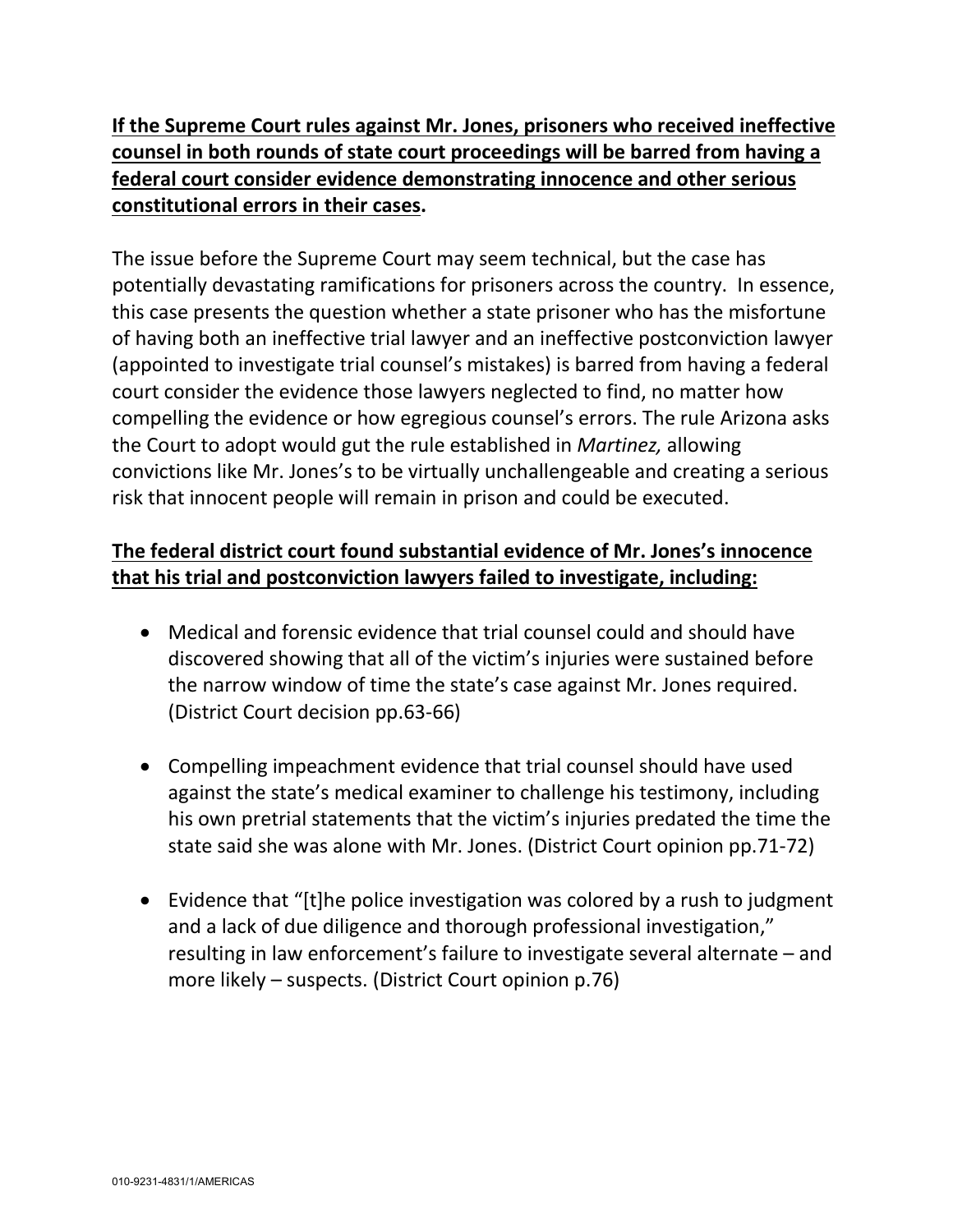**If the Supreme Court rules against Mr. Jones, prisoners who received ineffective counsel in both rounds of state court proceedings will be barred from having a federal court consider evidence demonstrating innocence and other serious constitutional errors in their cases.**

The issue before the Supreme Court may seem technical, but the case has potentially devastating ramifications for prisoners across the country. In essence, this case presents the question whether a state prisoner who has the misfortune of having both an ineffective trial lawyer and an ineffective postconviction lawyer (appointed to investigate trial counsel's mistakes) is barred from having a federal court consider the evidence those lawyers neglected to find, no matter how compelling the evidence or how egregious counsel's errors. The rule Arizona asks the Court to adopt would gut the rule established in *Martinez,* allowing convictions like Mr. Jones's to be virtually unchallengeable and creating a serious risk that innocent people will remain in prison and could be executed.

**The federal district court found substantial evidence of Mr. Jones's innocence that his trial and postconviction lawyers failed to investigate, including:**

- Medical and forensic evidence that trial counsel could and should have discovered showing that all of the victim's injuries were sustained before the narrow window of time the state's case against Mr. Jones required. (District Court decision pp.63-66)
- Compelling impeachment evidence that trial counsel should have used against the state's medical examiner to challenge his testimony, including his own pretrial statements that the victim's injuries predated the time the state said she was alone with Mr. Jones. (District Court opinion pp.71-72)
- Evidence that "[t]he police investigation was colored by a rush to judgment and a lack of due diligence and thorough professional investigation," resulting in law enforcement's failure to investigate several alternate – and more likely – suspects. (District Court opinion p.76)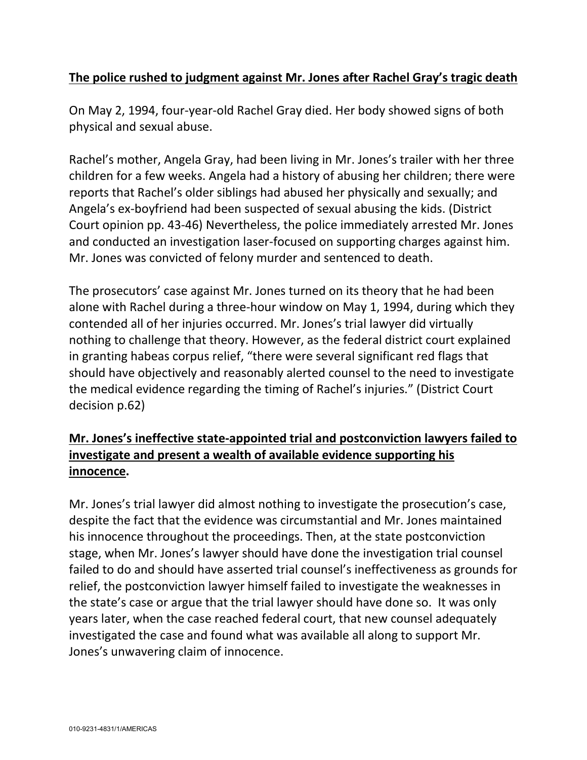**The police rushed to judgment against Mr. Jones after Rachel Gray's tragic death**

On May 2, 1994, four-year-old Rachel Gray died. Her body showed signs of both physical and sexual abuse.

Rachel's mother, Angela Gray, had been living in Mr. Jones's trailer with her three children for a few weeks. Angela had a history of abusing her children; there were reports that Rachel's older siblings had abused her physically and sexually; and Angela's ex-boyfriend had been suspected of sexual abusing the kids. (District Court opinion pp. 43-46) Nevertheless, the police immediately arrested Mr. Jones and conducted an investigation laser-focused on supporting charges against him. Mr. Jones was convicted of felony murder and sentenced to death.

The prosecutors' case against Mr. Jones turned on its theory that he had been alone with Rachel during a three-hour window on May 1, 1994, during which they contended all of her injuries occurred. Mr. Jones's trial lawyer did virtually nothing to challenge that theory. However, as the federal district court explained in granting habeas corpus relief, "there were several significant red flags that should have objectively and reasonably alerted counsel to the need to investigate the medical evidence regarding the timing of Rachel's injuries." (District Court decision p.62)

**Mr. Jones's ineffective state-appointed trial and postconviction lawyers failed to investigate and present a wealth of available evidence supporting his innocence.**

Mr. Jones's trial lawyer did almost nothing to investigate the prosecution's case, despite the fact that the evidence was circumstantial and Mr. Jones maintained his innocence throughout the proceedings. Then, at the state postconviction stage, when Mr. Jones's lawyer should have done the investigation trial counsel failed to do and should have asserted trial counsel's ineffectiveness as grounds for relief, the postconviction lawyer himself failed to investigate the weaknesses in the state's case or argue that the trial lawyer should have done so. It was only years later, when the case reached federal court, that new counsel adequately investigated the case and found what was available all along to support Mr. Jones's unwavering claim of innocence.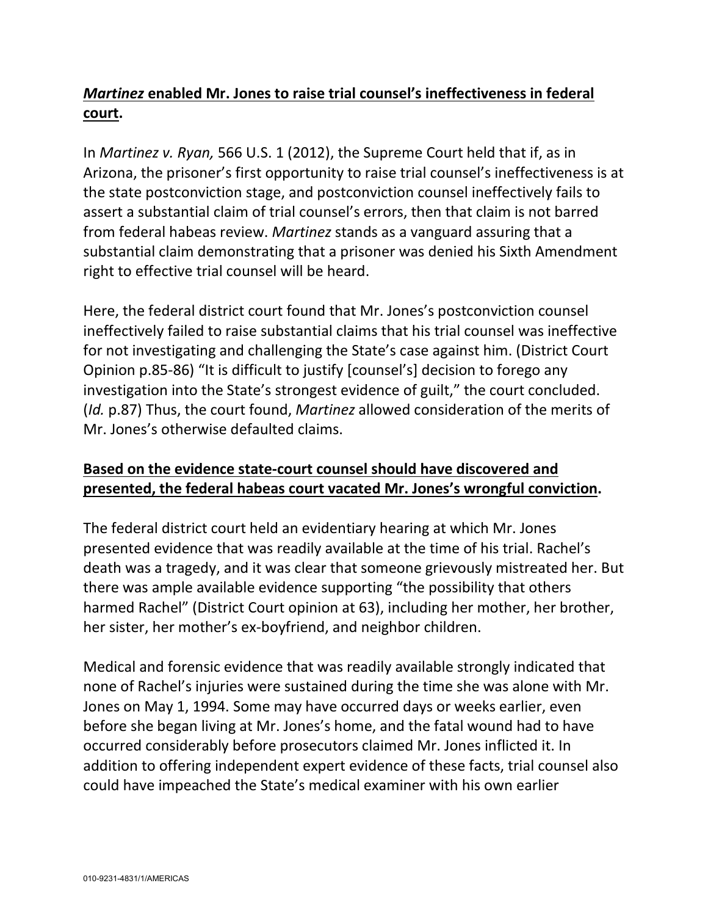***Martinez*** **enabled Mr. Jones to raise trial counsel's ineffectiveness in federal court.**

In *Martinez v. Ryan,* 566 U.S. 1 (2012), the Supreme Court held that if, as in Arizona, the prisoner's first opportunity to raise trial counsel's ineffectiveness is at the state postconviction stage, and postconviction counsel ineffectively fails to assert a substantial claim of trial counsel's errors, then that claim is not barred from federal habeas review. *Martinez* stands as a vanguard assuring that a substantial claim demonstrating that a prisoner was denied his Sixth Amendment right to effective trial counsel will be heard.

Here, the federal district court found that Mr. Jones's postconviction counsel ineffectively failed to raise substantial claims that his trial counsel was ineffective for not investigating and challenging the State's case against him. (District Court Opinion p.85-86) "It is difficult to justify [counsel's] decision to forego any investigation into the State's strongest evidence of guilt," the court concluded. (*Id.* p.87) Thus, the court found, *Martinez* allowed consideration of the merits of Mr. Jones's otherwise defaulted claims.

**Based on the evidence state-court counsel should have discovered and presented, the federal habeas court vacated Mr. Jones's wrongful conviction.**

The federal district court held an evidentiary hearing at which Mr. Jones presented evidence that was readily available at the time of his trial. Rachel's death was a tragedy, and it was clear that someone grievously mistreated her. But there was ample available evidence supporting "the possibility that others harmed Rachel" (District Court opinion at 63), including her mother, her brother, her sister, her mother's ex-boyfriend, and neighbor children.

Medical and forensic evidence that was readily available strongly indicated that none of Rachel's injuries were sustained during the time she was alone with Mr. Jones on May 1, 1994. Some may have occurred days or weeks earlier, even before she began living at Mr. Jones's home, and the fatal wound had to have occurred considerably before prosecutors claimed Mr. Jones inflicted it. In addition to offering independent expert evidence of these facts, trial counsel also could have impeached the State's medical examiner with his own earlier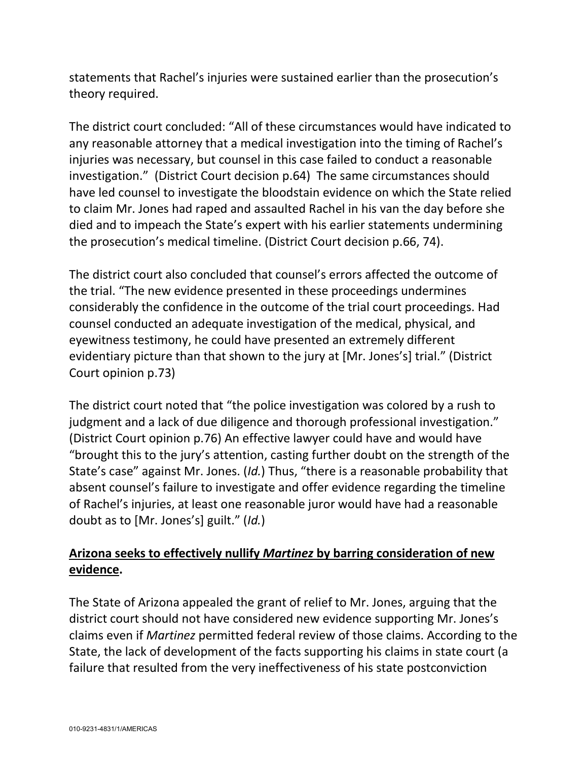statements that Rachel's injuries were sustained earlier than the prosecution's theory required.

The district court concluded: "All of these circumstances would have indicated to any reasonable attorney that a medical investigation into the timing of Rachel's injuries was necessary, but counsel in this case failed to conduct a reasonable investigation." (District Court decision p.64) The same circumstances should have led counsel to investigate the bloodstain evidence on which the State relied to claim Mr. Jones had raped and assaulted Rachel in his van the day before she died and to impeach the State's expert with his earlier statements undermining the prosecution's medical timeline. (District Court decision p.66, 74).

The district court also concluded that counsel's errors affected the outcome of the trial. "The new evidence presented in these proceedings undermines considerably the confidence in the outcome of the trial court proceedings. Had counsel conducted an adequate investigation of the medical, physical, and eyewitness testimony, he could have presented an extremely different evidentiary picture than that shown to the jury at [Mr. Jones's] trial." (District Court opinion p.73)

The district court noted that "the police investigation was colored by a rush to judgment and a lack of due diligence and thorough professional investigation." (District Court opinion p.76) An effective lawyer could have and would have "brought this to the jury's attention, casting further doubt on the strength of the State's case" against Mr. Jones. (*Id.*) Thus, "there is a reasonable probability that absent counsel's failure to investigate and offer evidence regarding the timeline of Rachel's injuries, at least one reasonable juror would have had a reasonable doubt as to [Mr. Jones's] guilt." (*Id.*)

**Arizona seeks to effectively nullify *Martinez* by barring consideration of new evidence.**

The State of Arizona appealed the grant of relief to Mr. Jones, arguing that the district court should not have considered new evidence supporting Mr. Jones's claims even if *Martinez* permitted federal review of those claims. According to the State, the lack of development of the facts supporting his claims in state court (a failure that resulted from the very ineffectiveness of his state postconviction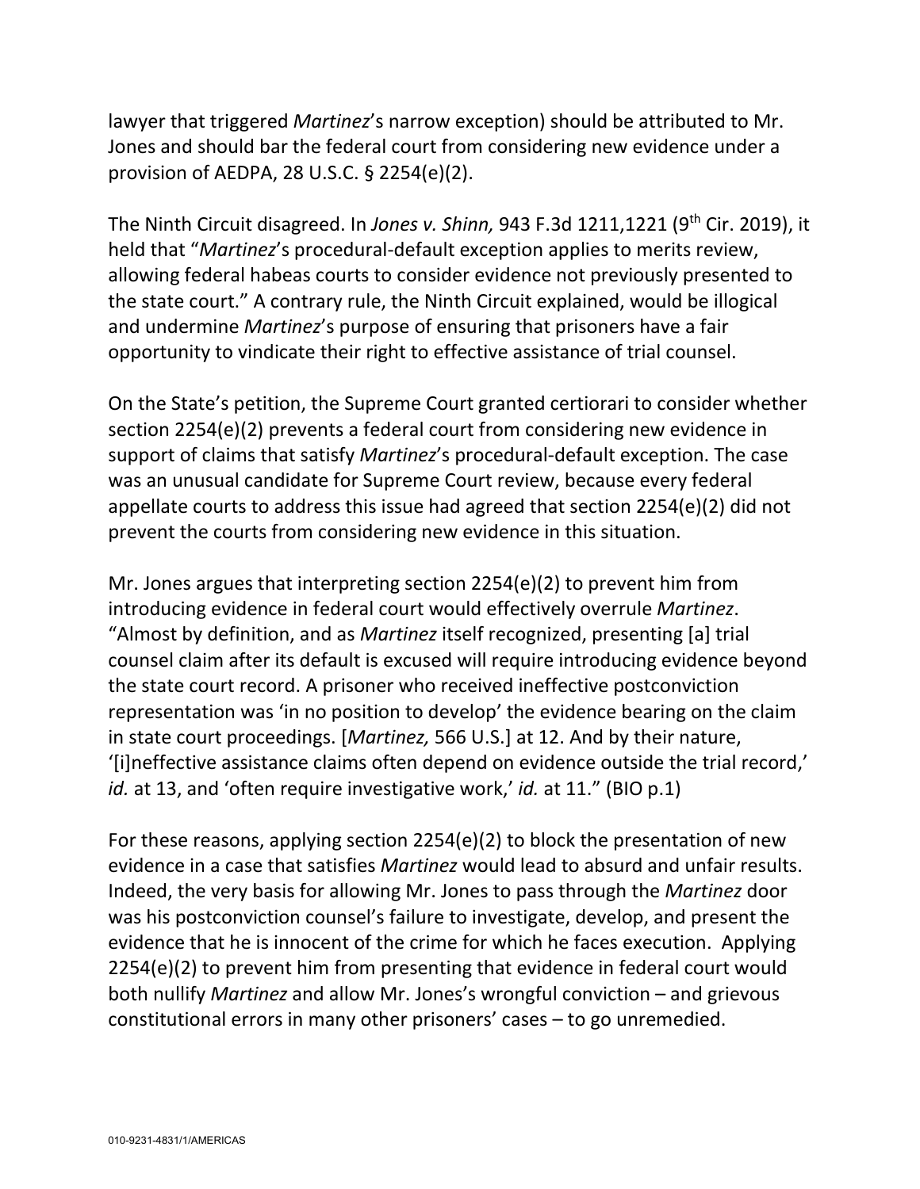lawyer that triggered *Martinez*'s narrow exception) should be attributed to Mr. Jones and should bar the federal court from considering new evidence under a provision of AEDPA, 28 U.S.C. § 2254(e)(2).

The Ninth Circuit disagreed. In *Jones v. Shinn,* 943 F.3d 1211,1221 (9th Cir. 2019), it held that "*Martinez*'s procedural-default exception applies to merits review, allowing federal habeas courts to consider evidence not previously presented to the state court." A contrary rule, the Ninth Circuit explained, would be illogical and undermine *Martinez*'s purpose of ensuring that prisoners have a fair opportunity to vindicate their right to effective assistance of trial counsel.

On the State's petition, the Supreme Court granted certiorari to consider whether section 2254(e)(2) prevents a federal court from considering new evidence in support of claims that satisfy *Martinez*'s procedural-default exception. The case was an unusual candidate for Supreme Court review, because every federal appellate courts to address this issue had agreed that section 2254(e)(2) did not prevent the courts from considering new evidence in this situation.

Mr. Jones argues that interpreting section 2254(e)(2) to prevent him from introducing evidence in federal court would effectively overrule *Martinez*. "Almost by definition, and as *Martinez* itself recognized, presenting [a] trial counsel claim after its default is excused will require introducing evidence beyond the state court record. A prisoner who received ineffective postconviction representation was 'in no position to develop' the evidence bearing on the claim in state court proceedings. [*Martinez,* 566 U.S.] at 12. And by their nature, '[i]neffective assistance claims often depend on evidence outside the trial record,' *id.* at 13, and 'often require investigative work,' *id.* at 11." (BIO p.1)

For these reasons, applying section 2254(e)(2) to block the presentation of new evidence in a case that satisfies *Martinez* would lead to absurd and unfair results. Indeed, the very basis for allowing Mr. Jones to pass through the *Martinez* door was his postconviction counsel's failure to investigate, develop, and present the evidence that he is innocent of the crime for which he faces execution. Applying 2254(e)(2) to prevent him from presenting that evidence in federal court would both nullify *Martinez* and allow Mr. Jones's wrongful conviction – and grievous constitutional errors in many other prisoners' cases – to go unremedied.

010-9231-4831/1/AMERICAS